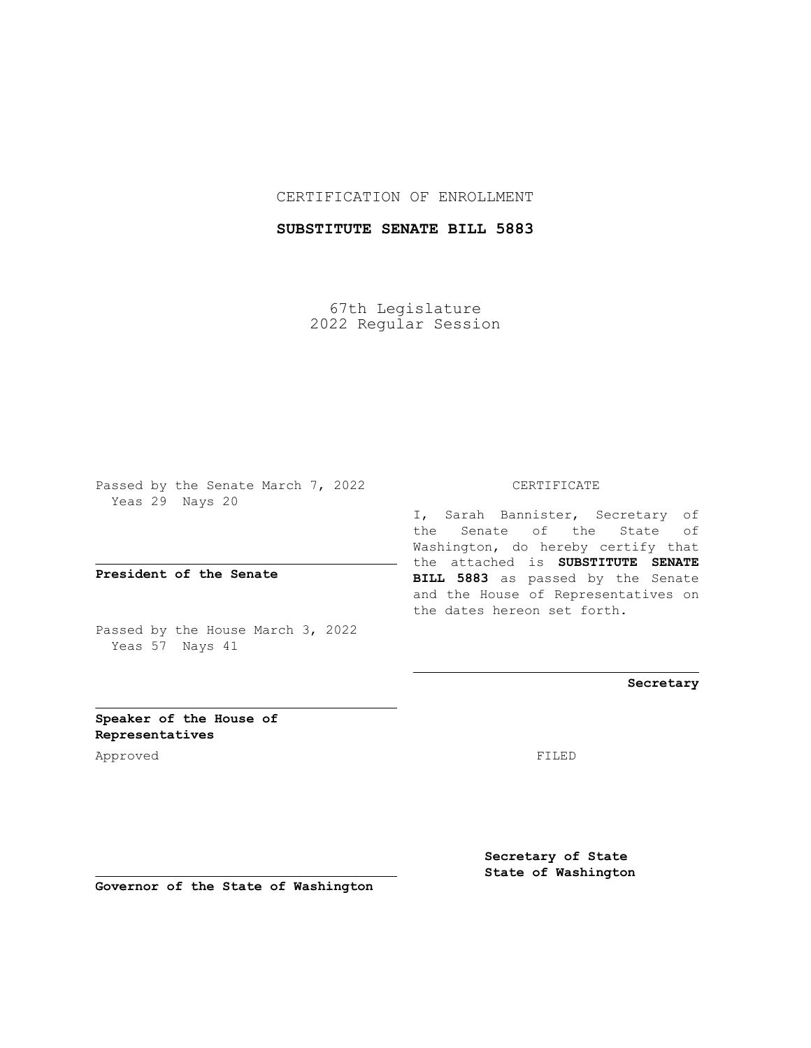CERTIFICATION OF ENROLLMENT

**SUBSTITUTE SENATE BILL 5883**

67th Legislature
2022 Regular Session

Passed by the Senate March 7, 2022
Yeas 29 Nays 20

**President of the Senate**

Passed by the House March 3, 2022
Yeas 57 Nays 41

**Speaker of the House of Representatives**

Approved

**Governor of the State of Washington**

CERTIFICATE

I, Sarah Bannister, Secretary of the Senate of the State of Washington, do hereby certify that the attached is **SUBSTITUTE SENATE BILL 5883** as passed by the Senate and the House of Representatives on the dates hereon set forth.

**Secretary**

FILED

**Secretary of State**
**State of Washington**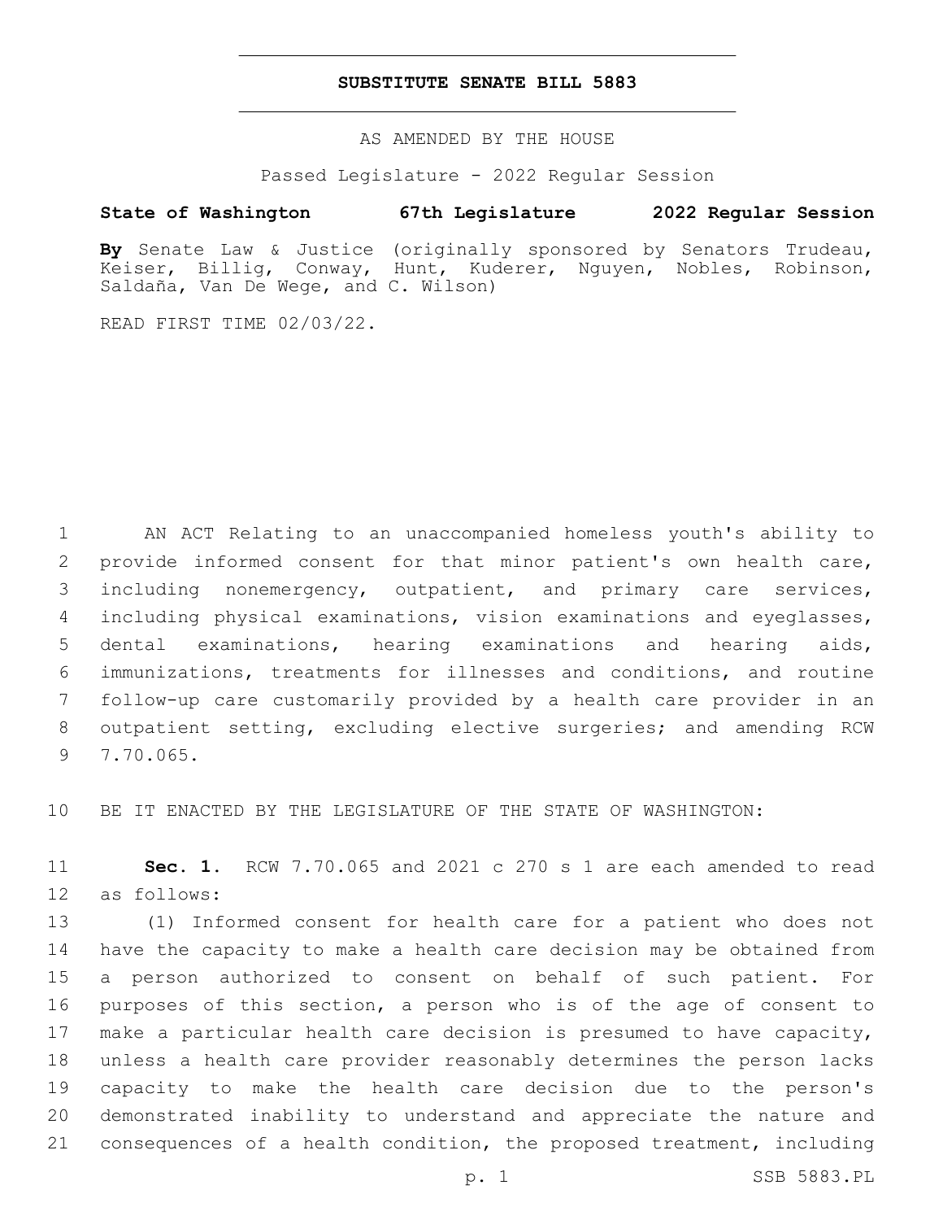# SUBSTITUTE SENATE BILL 5883

AS AMENDED BY THE HOUSE

Passed Legislature - 2022 Regular Session

**State of Washington 67th Legislature 2022 Regular Session**

**By** Senate Law & Justice (originally sponsored by Senators Trudeau, Keiser, Billig, Conway, Hunt, Kuderer, Nguyen, Nobles, Robinson, Saldaña, Van De Wege, and C. Wilson)

READ FIRST TIME 02/03/22.

AN ACT Relating to an unaccompanied homeless youth's ability to provide informed consent for that minor patient's own health care, including nonemergency, outpatient, and primary care services, including physical examinations, vision examinations and eyeglasses, dental examinations, hearing examinations and hearing aids, immunizations, treatments for illnesses and conditions, and routine follow-up care customarily provided by a health care provider in an outpatient setting, excluding elective surgeries; and amending RCW 7.70.065.

BE IT ENACTED BY THE LEGISLATURE OF THE STATE OF WASHINGTON:

**Sec. 1.** RCW 7.70.065 and 2021 c 270 s 1 are each amended to read as follows:

(1) Informed consent for health care for a patient who does not have the capacity to make a health care decision may be obtained from a person authorized to consent on behalf of such patient. For purposes of this section, a person who is of the age of consent to make a particular health care decision is presumed to have capacity, unless a health care provider reasonably determines the person lacks capacity to make the health care decision due to the person's demonstrated inability to understand and appreciate the nature and consequences of a health condition, the proposed treatment, including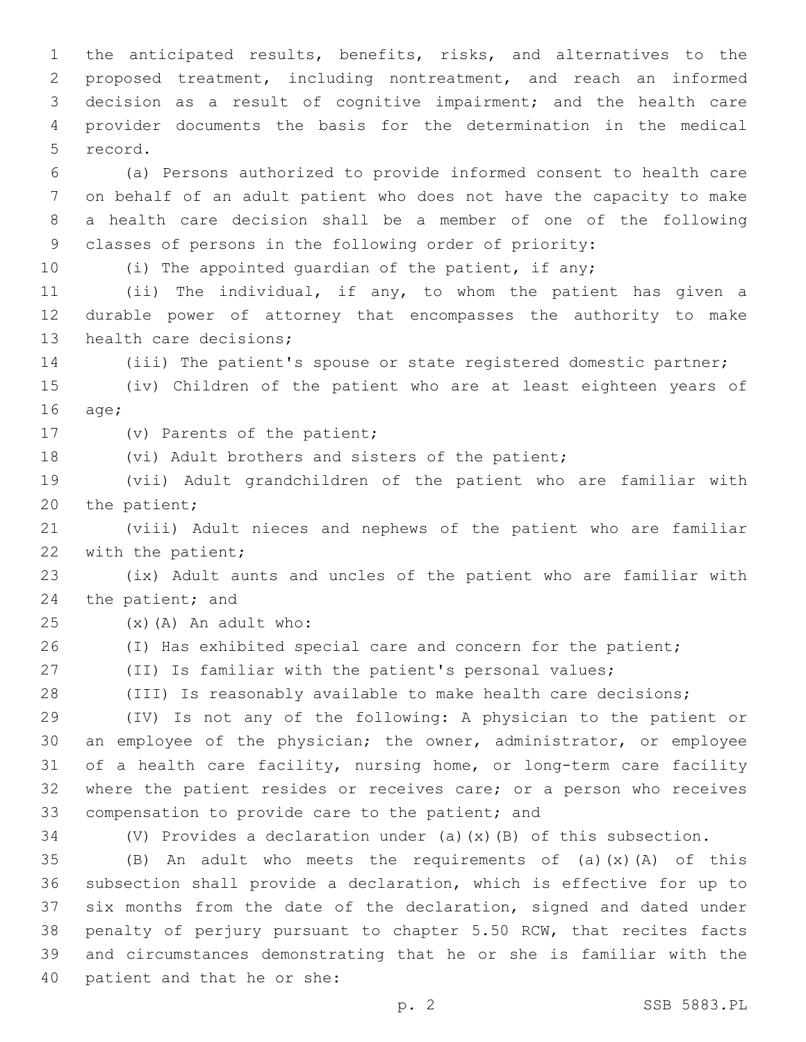the anticipated results, benefits, risks, and alternatives to the proposed treatment, including nontreatment, and reach an informed decision as a result of cognitive impairment; and the health care provider documents the basis for the determination in the medical record.

(a) Persons authorized to provide informed consent to health care on behalf of an adult patient who does not have the capacity to make a health care decision shall be a member of one of the following classes of persons in the following order of priority:

(i) The appointed guardian of the patient, if any;

(ii) The individual, if any, to whom the patient has given a durable power of attorney that encompasses the authority to make health care decisions;

(iii) The patient's spouse or state registered domestic partner;

(iv) Children of the patient who are at least eighteen years of age;

(v) Parents of the patient;

(vi) Adult brothers and sisters of the patient;

(vii) Adult grandchildren of the patient who are familiar with the patient;

(viii) Adult nieces and nephews of the patient who are familiar with the patient;

(ix) Adult aunts and uncles of the patient who are familiar with the patient; and

(x)(A) An adult who:

(I) Has exhibited special care and concern for the patient;

(II) Is familiar with the patient's personal values;

(III) Is reasonably available to make health care decisions;

(IV) Is not any of the following: A physician to the patient or an employee of the physician; the owner, administrator, or employee of a health care facility, nursing home, or long-term care facility where the patient resides or receives care; or a person who receives compensation to provide care to the patient; and

(V) Provides a declaration under (a)(x)(B) of this subsection.

(B) An adult who meets the requirements of (a)(x)(A) of this subsection shall provide a declaration, which is effective for up to six months from the date of the declaration, signed and dated under penalty of perjury pursuant to chapter 5.50 RCW, that recites facts and circumstances demonstrating that he or she is familiar with the patient and that he or she: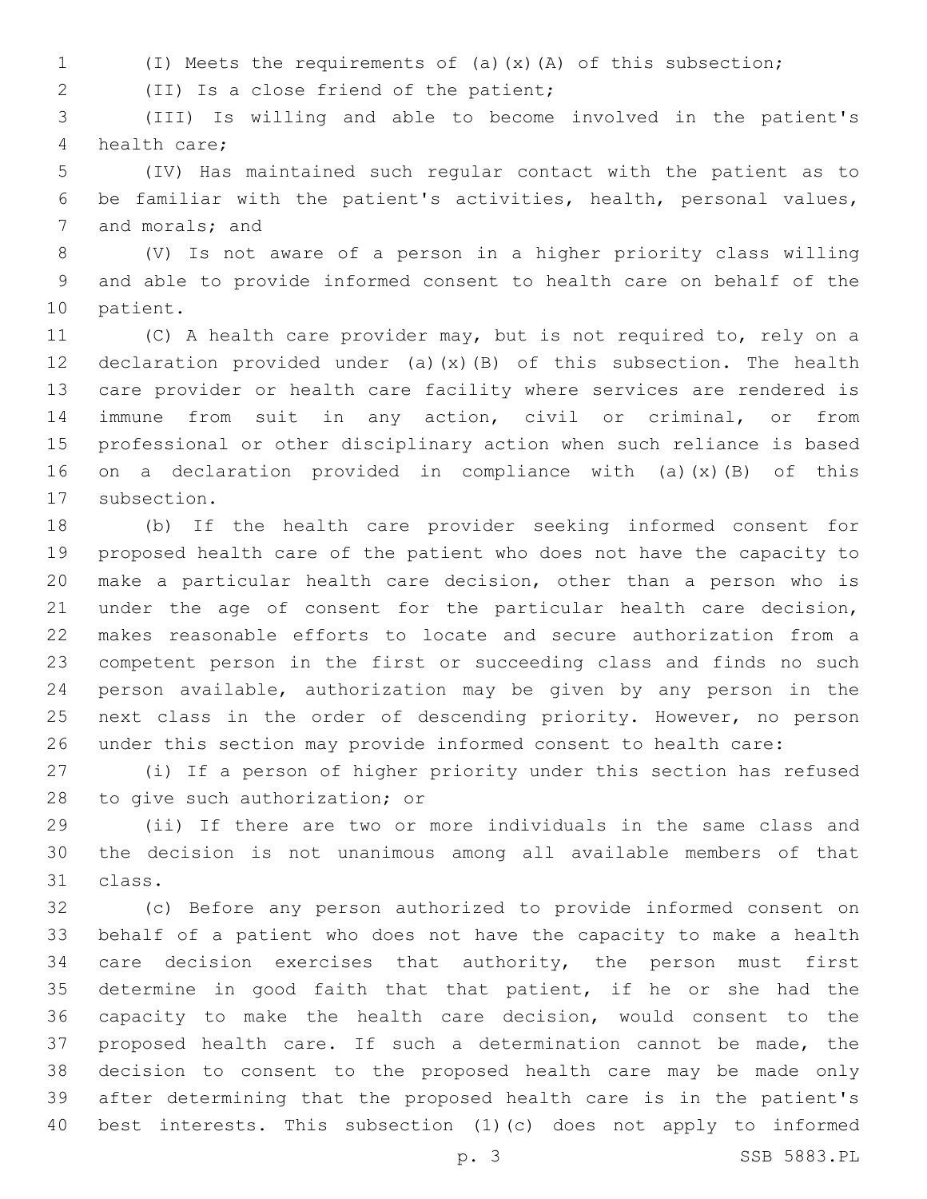(I) Meets the requirements of (a)(x)(A) of this subsection;

(II) Is a close friend of the patient;

(III) Is willing and able to become involved in the patient's health care;

(IV) Has maintained such regular contact with the patient as to be familiar with the patient's activities, health, personal values, and morals; and

(V) Is not aware of a person in a higher priority class willing and able to provide informed consent to health care on behalf of the patient.

(C) A health care provider may, but is not required to, rely on a declaration provided under (a)(x)(B) of this subsection. The health care provider or health care facility where services are rendered is immune from suit in any action, civil or criminal, or from professional or other disciplinary action when such reliance is based on a declaration provided in compliance with (a)(x)(B) of this subsection.

(b) If the health care provider seeking informed consent for proposed health care of the patient who does not have the capacity to make a particular health care decision, other than a person who is under the age of consent for the particular health care decision, makes reasonable efforts to locate and secure authorization from a competent person in the first or succeeding class and finds no such person available, authorization may be given by any person in the next class in the order of descending priority. However, no person under this section may provide informed consent to health care:

(i) If a person of higher priority under this section has refused to give such authorization; or

(ii) If there are two or more individuals in the same class and the decision is not unanimous among all available members of that class.

(c) Before any person authorized to provide informed consent on behalf of a patient who does not have the capacity to make a health care decision exercises that authority, the person must first determine in good faith that that patient, if he or she had the capacity to make the health care decision, would consent to the proposed health care. If such a determination cannot be made, the decision to consent to the proposed health care may be made only after determining that the proposed health care is in the patient's best interests. This subsection (1)(c) does not apply to informed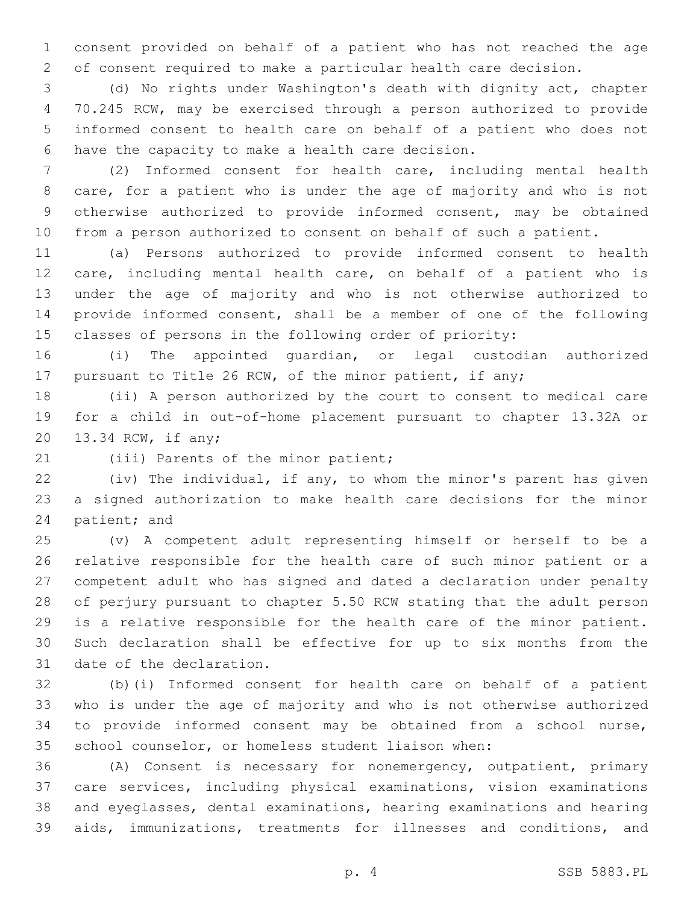consent provided on behalf of a patient who has not reached the age of consent required to make a particular health care decision.

(d) No rights under Washington's death with dignity act, chapter 70.245 RCW, may be exercised through a person authorized to provide informed consent to health care on behalf of a patient who does not have the capacity to make a health care decision.

(2) Informed consent for health care, including mental health care, for a patient who is under the age of majority and who is not otherwise authorized to provide informed consent, may be obtained from a person authorized to consent on behalf of such a patient.

(a) Persons authorized to provide informed consent to health care, including mental health care, on behalf of a patient who is under the age of majority and who is not otherwise authorized to provide informed consent, shall be a member of one of the following classes of persons in the following order of priority:

(i) The appointed guardian, or legal custodian authorized pursuant to Title 26 RCW, of the minor patient, if any;

(ii) A person authorized by the court to consent to medical care for a child in out-of-home placement pursuant to chapter 13.32A or 13.34 RCW, if any;

(iii) Parents of the minor patient;

(iv) The individual, if any, to whom the minor's parent has given a signed authorization to make health care decisions for the minor patient; and

(v) A competent adult representing himself or herself to be a relative responsible for the health care of such minor patient or a competent adult who has signed and dated a declaration under penalty of perjury pursuant to chapter 5.50 RCW stating that the adult person is a relative responsible for the health care of the minor patient. Such declaration shall be effective for up to six months from the date of the declaration.

(b)(i) Informed consent for health care on behalf of a patient who is under the age of majority and who is not otherwise authorized to provide informed consent may be obtained from a school nurse, school counselor, or homeless student liaison when:

(A) Consent is necessary for nonemergency, outpatient, primary care services, including physical examinations, vision examinations and eyeglasses, dental examinations, hearing examinations and hearing aids, immunizations, treatments for illnesses and conditions, and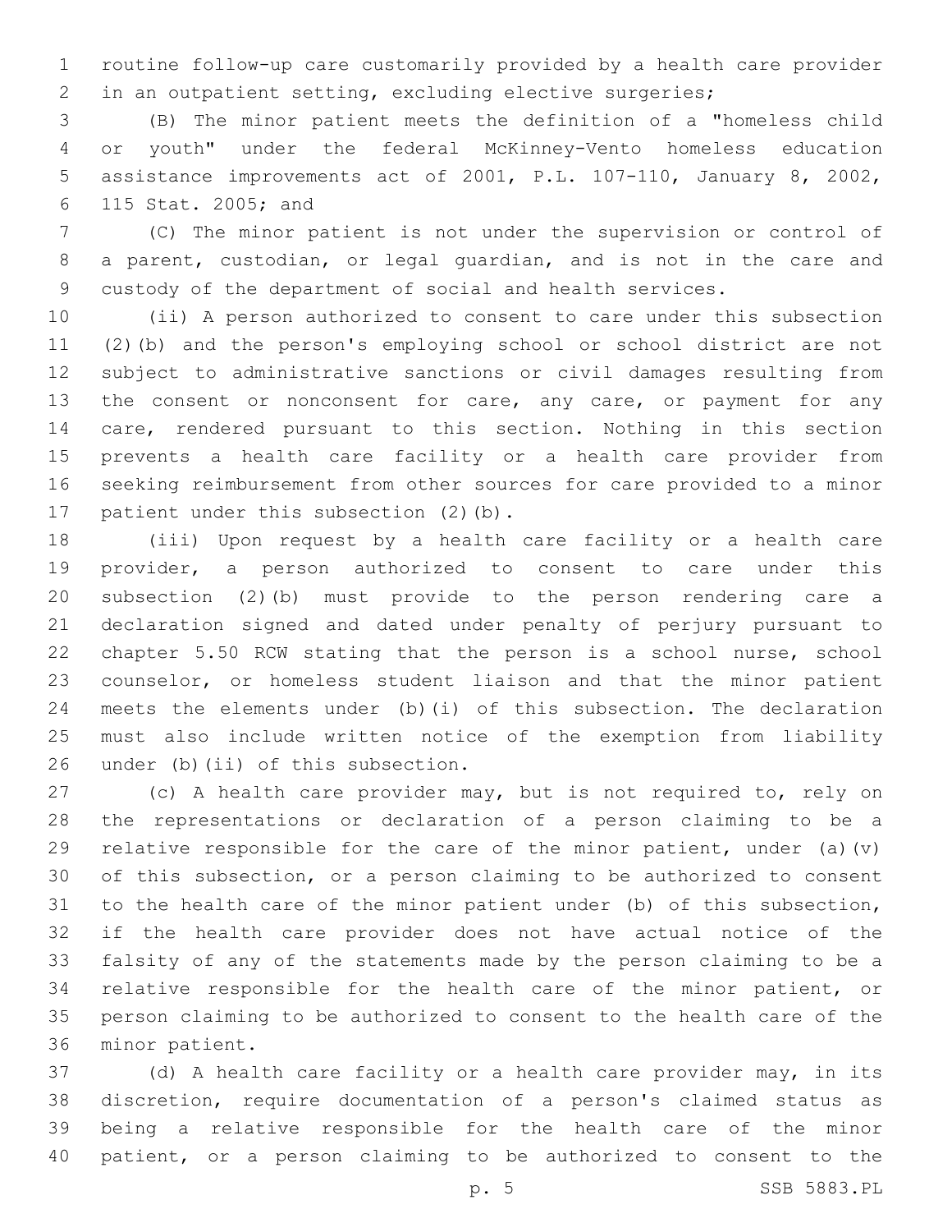routine follow-up care customarily provided by a health care provider in an outpatient setting, excluding elective surgeries;

(B) The minor patient meets the definition of a "homeless child or youth" under the federal McKinney-Vento homeless education assistance improvements act of 2001, P.L. 107-110, January 8, 2002, 115 Stat. 2005; and

(C) The minor patient is not under the supervision or control of a parent, custodian, or legal guardian, and is not in the care and custody of the department of social and health services.

(ii) A person authorized to consent to care under this subsection (2)(b) and the person's employing school or school district are not subject to administrative sanctions or civil damages resulting from the consent or nonconsent for care, any care, or payment for any care, rendered pursuant to this section. Nothing in this section prevents a health care facility or a health care provider from seeking reimbursement from other sources for care provided to a minor patient under this subsection (2)(b).

(iii) Upon request by a health care facility or a health care provider, a person authorized to consent to care under this subsection (2)(b) must provide to the person rendering care a declaration signed and dated under penalty of perjury pursuant to chapter 5.50 RCW stating that the person is a school nurse, school counselor, or homeless student liaison and that the minor patient meets the elements under (b)(i) of this subsection. The declaration must also include written notice of the exemption from liability under (b)(ii) of this subsection.

(c) A health care provider may, but is not required to, rely on the representations or declaration of a person claiming to be a relative responsible for the care of the minor patient, under (a)(v) of this subsection, or a person claiming to be authorized to consent to the health care of the minor patient under (b) of this subsection, if the health care provider does not have actual notice of the falsity of any of the statements made by the person claiming to be a relative responsible for the health care of the minor patient, or person claiming to be authorized to consent to the health care of the minor patient.

(d) A health care facility or a health care provider may, in its discretion, require documentation of a person's claimed status as being a relative responsible for the health care of the minor patient, or a person claiming to be authorized to consent to the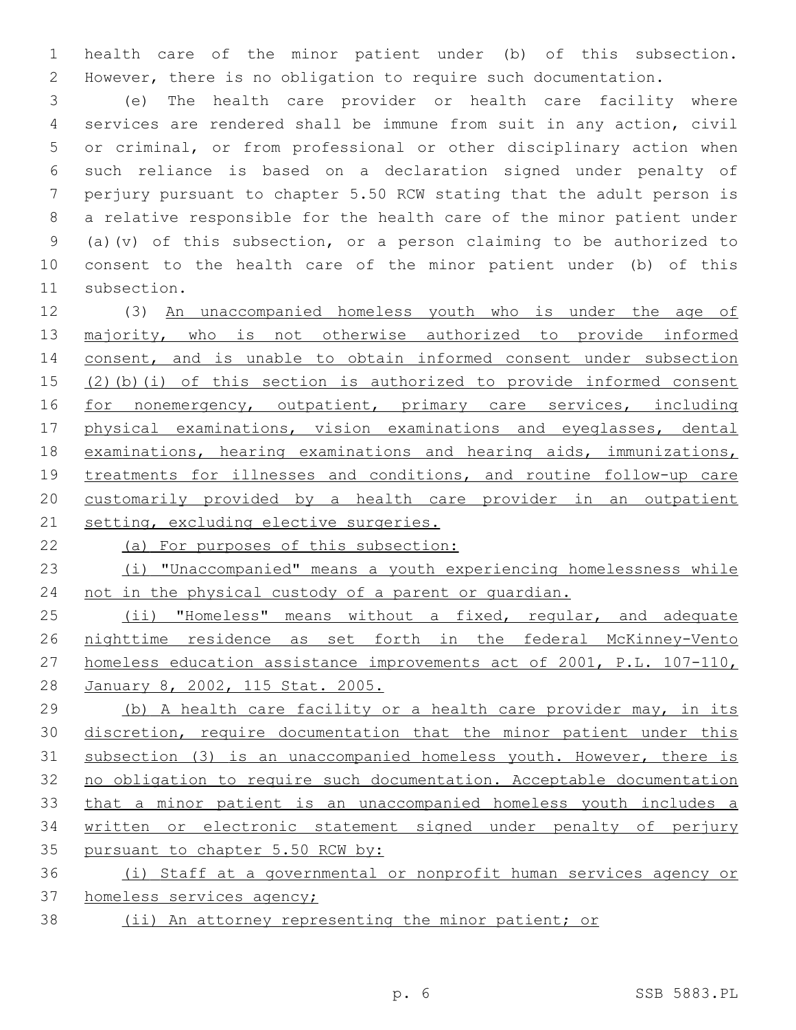health care of the minor patient under (b) of this subsection. However, there is no obligation to require such documentation.

(e) The health care provider or health care facility where services are rendered shall be immune from suit in any action, civil or criminal, or from professional or other disciplinary action when such reliance is based on a declaration signed under penalty of perjury pursuant to chapter 5.50 RCW stating that the adult person is a relative responsible for the health care of the minor patient under (a)(v) of this subsection, or a person claiming to be authorized to consent to the health care of the minor patient under (b) of this subsection.

(3) An unaccompanied homeless youth who is under the age of majority, who is not otherwise authorized to provide informed consent, and is unable to obtain informed consent under subsection (2)(b)(i) of this section is authorized to provide informed consent for nonemergency, outpatient, primary care services, including physical examinations, vision examinations and eyeglasses, dental examinations, hearing examinations and hearing aids, immunizations, treatments for illnesses and conditions, and routine follow-up care customarily provided by a health care provider in an outpatient setting, excluding elective surgeries.

(a) For purposes of this subsection:

(i) "Unaccompanied" means a youth experiencing homelessness while not in the physical custody of a parent or guardian.

(ii) "Homeless" means without a fixed, regular, and adequate nighttime residence as set forth in the federal McKinney-Vento homeless education assistance improvements act of 2001, P.L. 107-110, January 8, 2002, 115 Stat. 2005.

(b) A health care facility or a health care provider may, in its discretion, require documentation that the minor patient under this subsection (3) is an unaccompanied homeless youth. However, there is no obligation to require such documentation. Acceptable documentation that a minor patient is an unaccompanied homeless youth includes a written or electronic statement signed under penalty of perjury pursuant to chapter 5.50 RCW by:

(i) Staff at a governmental or nonprofit human services agency or homeless services agency;

(ii) An attorney representing the minor patient; or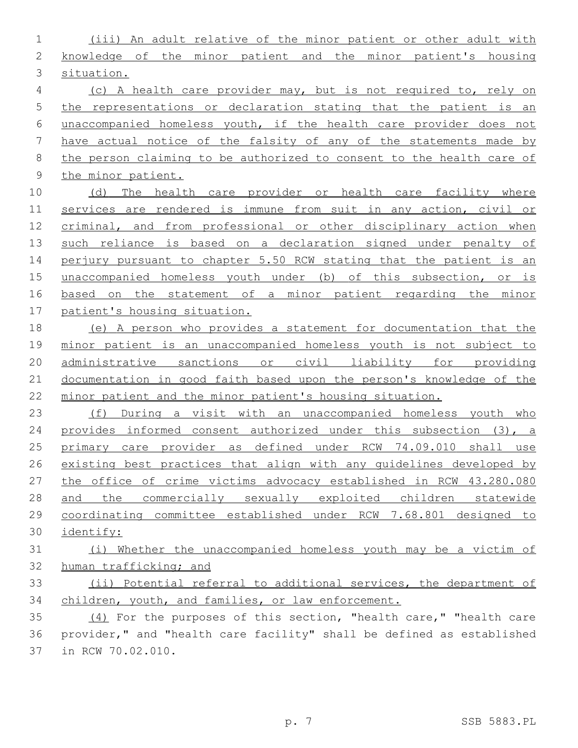(iii) An adult relative of the minor patient or other adult with knowledge of the minor patient and the minor patient's housing situation.

(c) A health care provider may, but is not required to, rely on the representations or declaration stating that the patient is an unaccompanied homeless youth, if the health care provider does not have actual notice of the falsity of any of the statements made by the person claiming to be authorized to consent to the health care of the minor patient.

(d) The health care provider or health care facility where services are rendered is immune from suit in any action, civil or criminal, and from professional or other disciplinary action when such reliance is based on a declaration signed under penalty of perjury pursuant to chapter 5.50 RCW stating that the patient is an unaccompanied homeless youth under (b) of this subsection, or is based on the statement of a minor patient regarding the minor patient's housing situation.

(e) A person who provides a statement for documentation that the minor patient is an unaccompanied homeless youth is not subject to administrative sanctions or civil liability for providing documentation in good faith based upon the person's knowledge of the minor patient and the minor patient's housing situation.

(f) During a visit with an unaccompanied homeless youth who provides informed consent authorized under this subsection (3), a primary care provider as defined under RCW 74.09.010 shall use existing best practices that align with any guidelines developed by the office of crime victims advocacy established in RCW 43.280.080 and the commercially sexually exploited children statewide coordinating committee established under RCW 7.68.801 designed to identify:

(i) Whether the unaccompanied homeless youth may be a victim of human trafficking; and

(ii) Potential referral to additional services, the department of children, youth, and families, or law enforcement.

(4) For the purposes of this section, "health care," "health care provider," and "health care facility" shall be defined as established in RCW 70.02.010.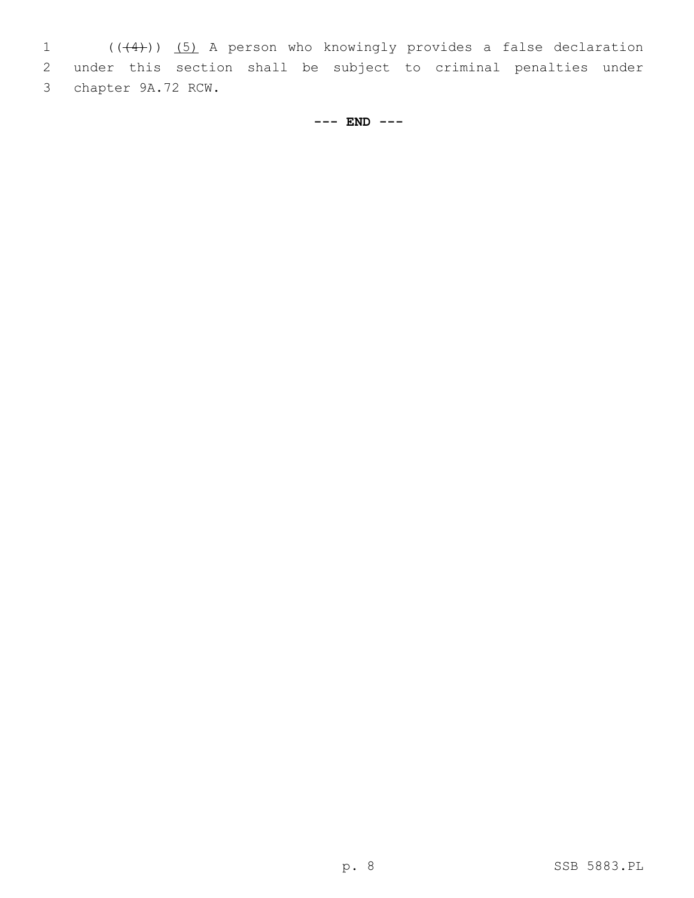((~~(4)~~)) <u>(5)</u> A person who knowingly provides a false declaration under this section shall be subject to criminal penalties under chapter 9A.72 RCW.

**--- END ---**